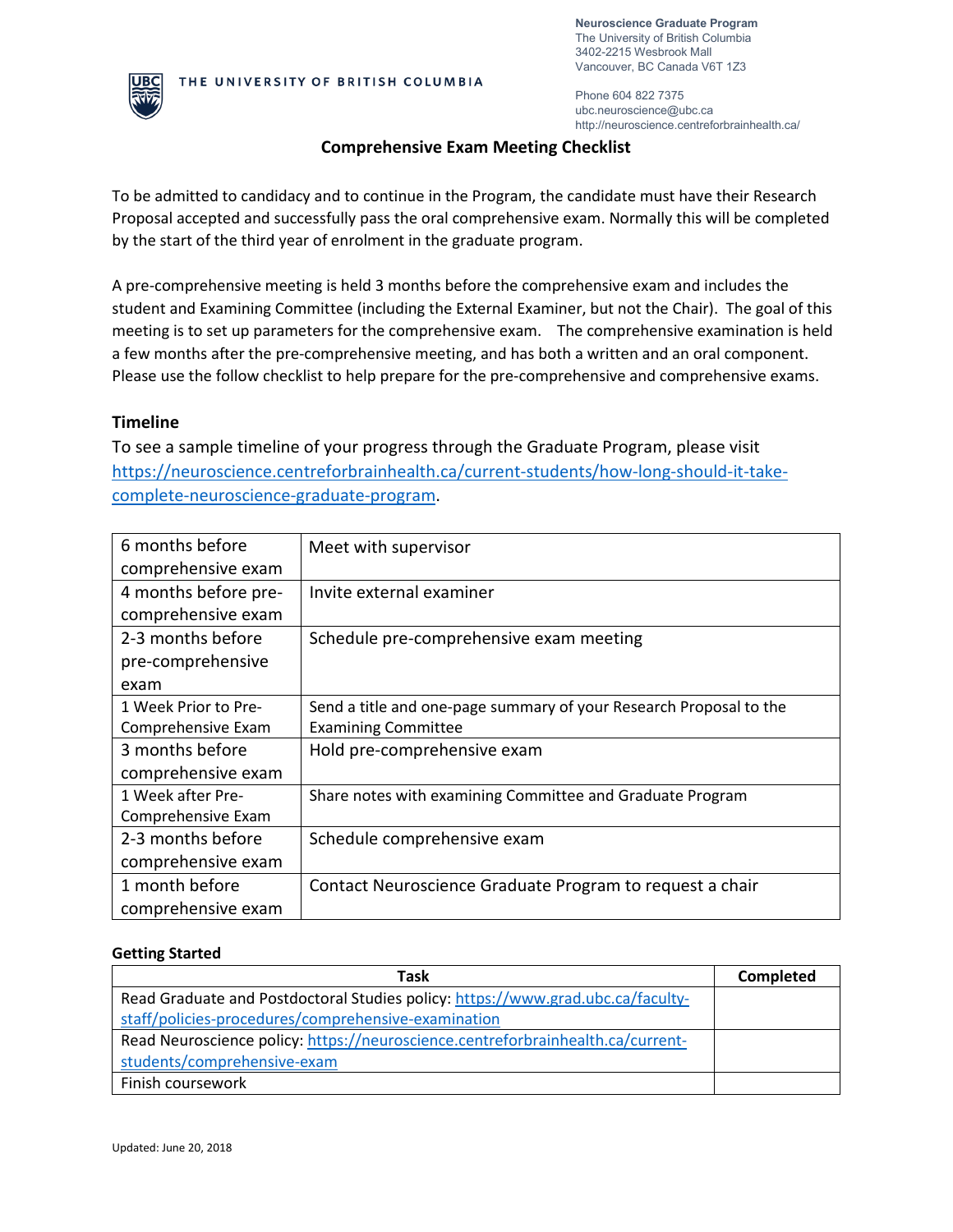Neuroscience Graduate Program
The University of British Columbia
3402-2215 Wesbrook Mall
Vancouver, BC Canada V6T 1Z3

Phone 604 822 7375
ubc.neuroscience@ubc.ca
http://neuroscience.centreforbrainhealth.ca/

THE UNIVERSITY OF BRITISH COLUMBIA

# Comprehensive Exam Meeting Checklist

To be admitted to candidacy and to continue in the Program, the candidate must have their Research Proposal accepted and successfully pass the oral comprehensive exam. Normally this will be completed by the start of the third year of enrolment in the graduate program.

A pre-comprehensive meeting is held 3 months before the comprehensive exam and includes the student and Examining Committee (including the External Examiner, but not the Chair). The goal of this meeting is to set up parameters for the comprehensive exam. The comprehensive examination is held a few months after the pre-comprehensive meeting, and has both a written and an oral component. Please use the follow checklist to help prepare for the pre-comprehensive and comprehensive exams.

## Timeline

To see a sample timeline of your progress through the Graduate Program, please visit [https://neuroscience.centreforbrainhealth.ca/current-students/how-long-should-it-take-complete-neuroscience-graduate-program](https://neuroscience.centreforbrainhealth.ca/current-students/how-long-should-it-take-complete-neuroscience-graduate-program).

| | |
|---|---|
| 6 months before comprehensive exam | Meet with supervisor |
| 4 months before pre-comprehensive exam | Invite external examiner |
| 2-3 months before pre-comprehensive exam | Schedule pre-comprehensive exam meeting |
| 1 Week Prior to Pre-Comprehensive Exam | Send a title and one-page summary of your Research Proposal to the Examining Committee |
| 3 months before comprehensive exam | Hold pre-comprehensive exam |
| 1 Week after Pre-Comprehensive Exam | Share notes with examining Committee and Graduate Program |
| 2-3 months before comprehensive exam | Schedule comprehensive exam |
| 1 month before comprehensive exam | Contact Neuroscience Graduate Program to request a chair |

**Getting Started**

| Task | Completed |
|---|---|
| Read Graduate and Postdoctoral Studies policy: [https://www.grad.ubc.ca/faculty-staff/policies-procedures/comprehensive-examination](https://www.grad.ubc.ca/faculty-staff/policies-procedures/comprehensive-examination) | |
| Read Neuroscience policy: [https://neuroscience.centreforbrainhealth.ca/current-students/comprehensive-exam](https://neuroscience.centreforbrainhealth.ca/current-students/comprehensive-exam) | |
| Finish coursework | |

Updated: June 20, 2018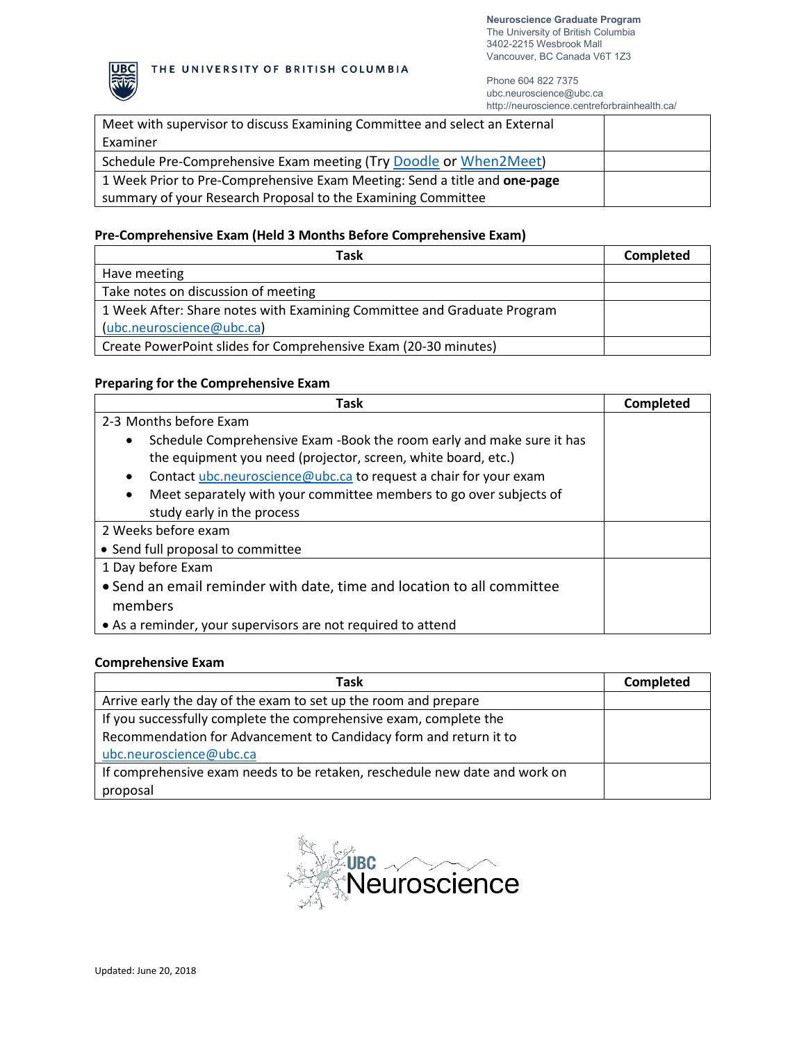| | |
|---|---|
| Meet with supervisor to discuss Examining Committee and select an External Examiner | |
| Schedule Pre-Comprehensive Exam meeting (Try Doodle or When2Meet) | |
| 1 Week Prior to Pre-Comprehensive Exam Meeting: Send a title and **one-page** summary of your Research Proposal to the Examining Committee | |

**Pre-Comprehensive Exam (Held 3 Months Before Comprehensive Exam)**

| Task | Completed |
|---|---|
| Have meeting | |
| Take notes on discussion of meeting | |
| 1 Week After: Share notes with Examining Committee and Graduate Program (ubc.neuroscience@ubc.ca) | |
| Create PowerPoint slides for Comprehensive Exam (20-30 minutes) | |

**Preparing for the Comprehensive Exam**

| Task | Completed |
|---|---|
| 2-3 Months before Exam<br>• Schedule Comprehensive Exam -Book the room early and make sure it has the equipment you need (projector, screen, white board, etc.)<br>• Contact ubc.neuroscience@ubc.ca to request a chair for your exam<br>• Meet separately with your committee members to go over subjects of study early in the process | |
| 2 Weeks before exam<br>• Send full proposal to committee | |
| 1 Day before Exam<br>• Send an email reminder with date, time and location to all committee members<br>• As a reminder, your supervisors are not required to attend | |

**Comprehensive Exam**

| Task | Completed |
|---|---|
| Arrive early the day of the exam to set up the room and prepare | |
| If you successfully complete the comprehensive exam, complete the Recommendation for Advancement to Candidacy form and return it to ubc.neuroscience@ubc.ca | |
| If comprehensive exam needs to be retaken, reschedule new date and work on proposal | |

UBC Neuroscience

Updated: June 20, 2018